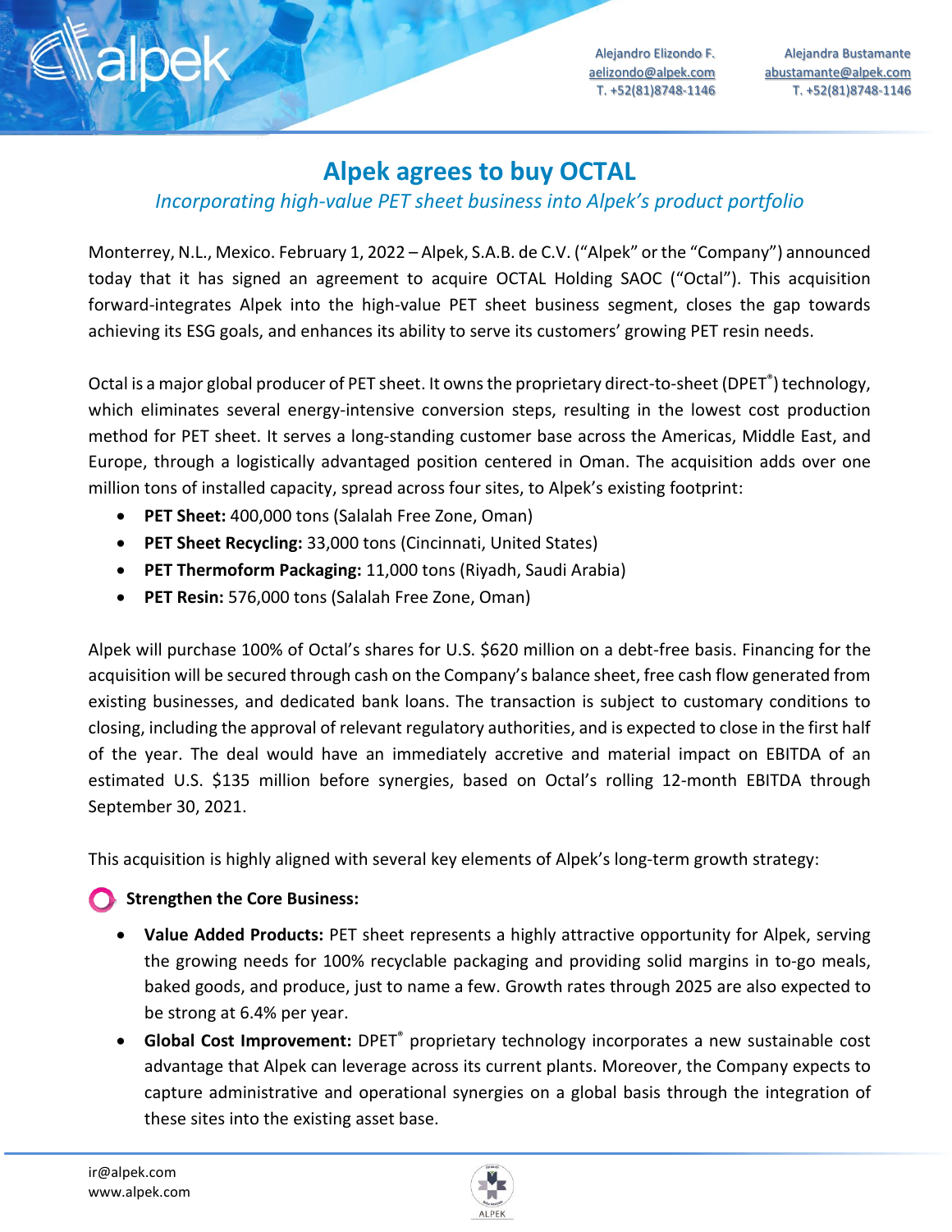Alejandro Elizondo F.
aelizondo@alpek.com
T. +52(81)8748-1146

Alejandra Bustamante
abustamante@alpek.com
T. +52(81)8748-1146

# Alpek agrees to buy OCTAL

*Incorporating high-value PET sheet business into Alpek's product portfolio*

Monterrey, N.L., Mexico. February 1, 2022 – Alpek, S.A.B. de C.V. ("Alpek" or the "Company") announced today that it has signed an agreement to acquire OCTAL Holding SAOC ("Octal"). This acquisition forward-integrates Alpek into the high-value PET sheet business segment, closes the gap towards achieving its ESG goals, and enhances its ability to serve its customers' growing PET resin needs.

Octal is a major global producer of PET sheet. It owns the proprietary direct-to-sheet (DPET®) technology, which eliminates several energy-intensive conversion steps, resulting in the lowest cost production method for PET sheet. It serves a long-standing customer base across the Americas, Middle East, and Europe, through a logistically advantaged position centered in Oman. The acquisition adds over one million tons of installed capacity, spread across four sites, to Alpek's existing footprint:

- **PET Sheet:** 400,000 tons (Salalah Free Zone, Oman)
- **PET Sheet Recycling:** 33,000 tons (Cincinnati, United States)
- **PET Thermoform Packaging:** 11,000 tons (Riyadh, Saudi Arabia)
- **PET Resin:** 576,000 tons (Salalah Free Zone, Oman)

Alpek will purchase 100% of Octal's shares for U.S. $620 million on a debt-free basis. Financing for the acquisition will be secured through cash on the Company's balance sheet, free cash flow generated from existing businesses, and dedicated bank loans. The transaction is subject to customary conditions to closing, including the approval of relevant regulatory authorities, and is expected to close in the first half of the year. The deal would have an immediately accretive and material impact on EBITDA of an estimated U.S. $135 million before synergies, based on Octal's rolling 12-month EBITDA through September 30, 2021.

This acquisition is highly aligned with several key elements of Alpek's long-term growth strategy:

**Strengthen the Core Business:**

- **Value Added Products:** PET sheet represents a highly attractive opportunity for Alpek, serving the growing needs for 100% recyclable packaging and providing solid margins in to-go meals, baked goods, and produce, just to name a few. Growth rates through 2025 are also expected to be strong at 6.4% per year.
- **Global Cost Improvement:** DPET® proprietary technology incorporates a new sustainable cost advantage that Alpek can leverage across its current plants. Moreover, the Company expects to capture administrative and operational synergies on a global basis through the integration of these sites into the existing asset base.

ir@alpek.com
www.alpek.com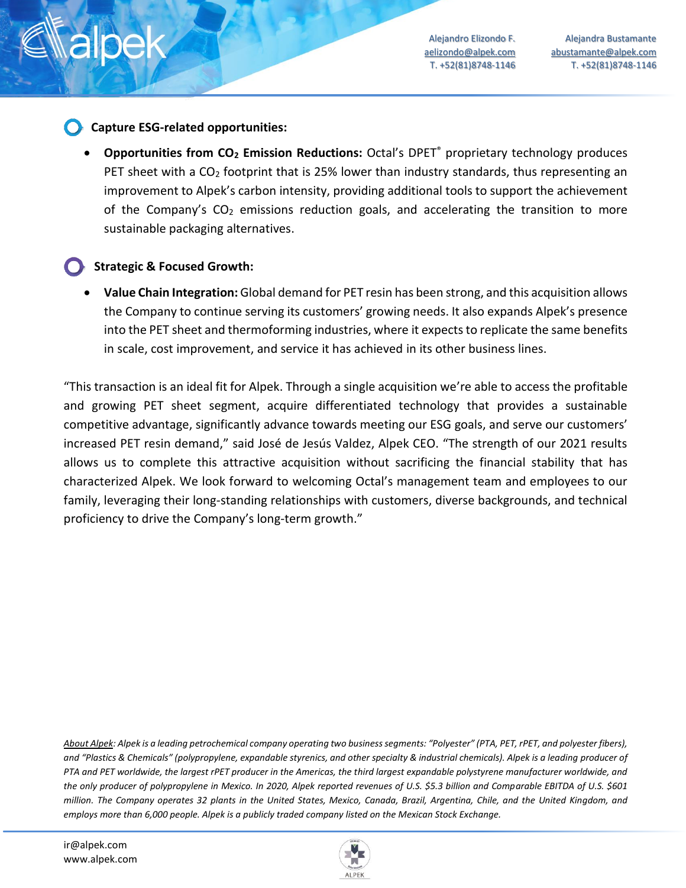**Capture ESG-related opportunities:**

- **Opportunities from $CO_2$ Emission Reductions:** Octal's DPET® proprietary technology produces PET sheet with a $CO_2$ footprint that is 25% lower than industry standards, thus representing an improvement to Alpek's carbon intensity, providing additional tools to support the achievement of the Company's $CO_2$ emissions reduction goals, and accelerating the transition to more sustainable packaging alternatives.

**Strategic & Focused Growth:**

- **Value Chain Integration:** Global demand for PET resin has been strong, and this acquisition allows the Company to continue serving its customers' growing needs. It also expands Alpek's presence into the PET sheet and thermoforming industries, where it expects to replicate the same benefits in scale, cost improvement, and service it has achieved in its other business lines.

"This transaction is an ideal fit for Alpek. Through a single acquisition we're able to access the profitable and growing PET sheet segment, acquire differentiated technology that provides a sustainable competitive advantage, significantly advance towards meeting our ESG goals, and serve our customers' increased PET resin demand," said José de Jesús Valdez, Alpek CEO. "The strength of our 2021 results allows us to complete this attractive acquisition without sacrificing the financial stability that has characterized Alpek. We look forward to welcoming Octal's management team and employees to our family, leveraging their long-standing relationships with customers, diverse backgrounds, and technical proficiency to drive the Company's long-term growth."

*About Alpek: Alpek is a leading petrochemical company operating two business segments: "Polyester" (PTA, PET, rPET, and polyester fibers), and "Plastics & Chemicals" (polypropylene, expandable styrenics, and other specialty & industrial chemicals). Alpek is a leading producer of PTA and PET worldwide, the largest rPET producer in the Americas, the third largest expandable polystyrene manufacturer worldwide, and the only producer of polypropylene in Mexico. In 2020, Alpek reported revenues of U.S. $5.3 billion and Comparable EBITDA of U.S. $601 million. The Company operates 32 plants in the United States, Mexico, Canada, Brazil, Argentina, Chile, and the United Kingdom, and employs more than 6,000 people. Alpek is a publicly traded company listed on the Mexican Stock Exchange.*